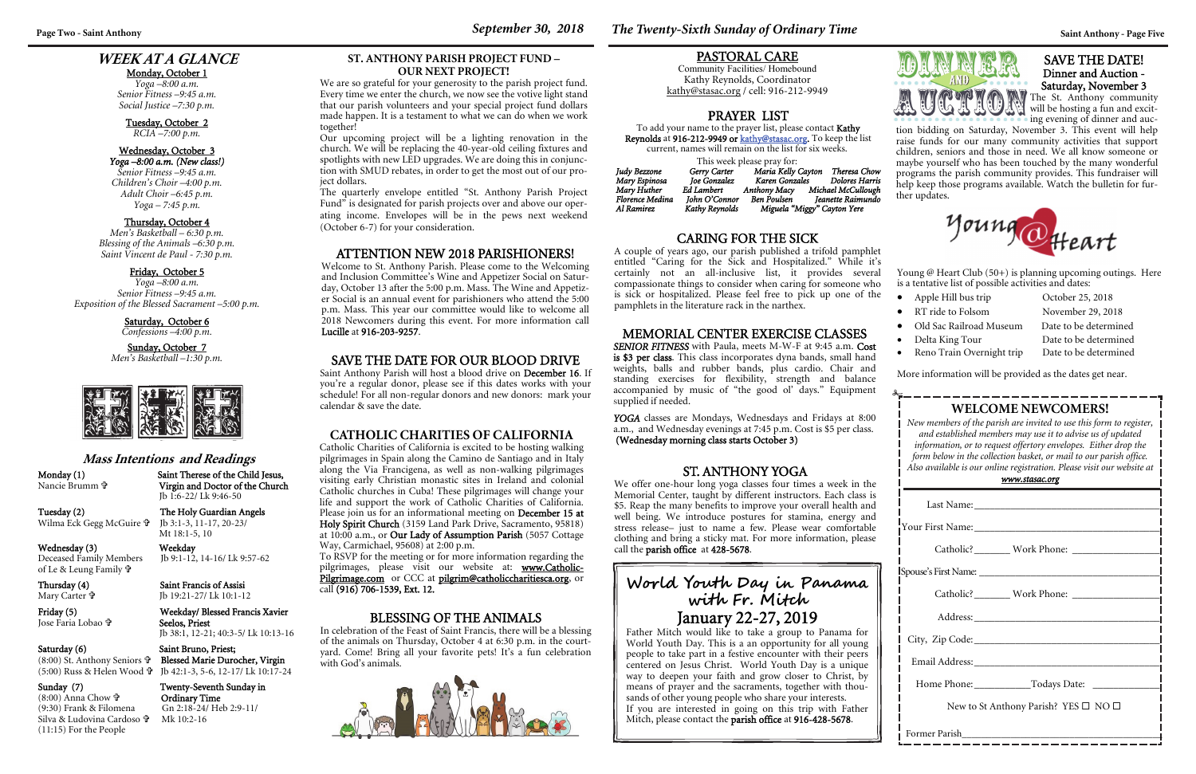# WEEK AT A GLANCE

**Monday, October 1**
*Yoga –8:00 a.m.*
*Senior Fitness –9:45 a.m.*
*Social Justice –7:30 p.m.*

**Tuesday, October 2**
*RCIA –7:00 p.m.*

**Wednesday, October 3**
***Yoga –8:00 a.m. (New class!)***
*Senior Fitness –9:45 a.m.*
*Children's Choir –4:00 p.m.*
*Adult Choir –6:45 p.m.*
*Yoga – 7:45 p.m.*

**Thursday, October 4**
*Men's Basketball – 6:30 p.m.*
*Blessing of the Animals –6:30 p.m.*
*Saint Vincent de Paul - 7:30 p.m.*

**Friday, October 5**
*Yoga –8:00 a.m.*
*Senior Fitness –9:45 a.m.*
*Exposition of the Blessed Sacrament –5:00 p.m.*

**Saturday, October 6**
*Confessions –4:00 p.m.*

**Sunday, October 7**
*Men's Basketball –1:30 p.m.*

## Mass Intentions and Readings

**Monday (1)**
Nancie Brumm ✞
**Saint Therese of the Child Jesus, Virgin and Doctor of the Church**
Jb 1:6-22/ Lk 9:46-50

**Tuesday (2)**
Wilma Eck Gegg McGuire ✞
**The Holy Guardian Angels**
Jb 3:1-3, 11-17, 20-23/ Mt 18:1-5, 10

**Wednesday (3)**
Deceased Family Members of Le & Leung Family ✞
**Weekday**
Jb 9:1-12, 14-16/ Lk 9:57-62

**Thursday (4)**
Mary Carter ✞
**Saint Francis of Assisi**
Jb 19:21-27/ Lk 10:1-12

**Friday (5)**
Jose Faria Lobao ✞
**Weekday/ Blessed Francis Xavier Seelos, Priest**
Jb 38:1, 12-21; 40:3-5/ Lk 10:13-16

**Saturday (6)**
(8:00) St. Anthony Seniors ✞
(5:00) Russ & Helen Wood ✞
**Saint Bruno, Priest; Blessed Marie Durocher, Virgin**
Jb 42:1-3, 5-6, 12-17/ Lk 10:17-24

**Sunday (7)**
(8:00) Anna Chow ✞
(9:30) Frank & Filomena Silva & Ludovina Cardoso ✞
(11:15) For the People
**Twenty-Seventh Sunday in Ordinary Time**
Gn 2:18-24/ Heb 2:9-11/ Mk 10:2-16

## ST. ANTHONY PARISH PROJECT FUND – OUR NEXT PROJECT!

We are so grateful for your generosity to the parish project fund. Every time we enter the church, we now see the votive light stand that our parish volunteers and your special project fund dollars made happen. It is a testament to what we can do when we work together!

Our upcoming project will be a lighting renovation in the church. We will be replacing the 40-year-old ceiling fixtures and spotlights with new LED upgrades. We are doing this in conjunction with SMUD rebates, in order to get the most out of our project dollars.

The quarterly envelope entitled "St. Anthony Parish Project Fund" is designated for parish projects over and above our operating income. Envelopes will be in the pews next weekend (October 6-7) for your consideration.

## ATTENTION NEW 2018 PARISHIONERS!

Welcome to St. Anthony Parish. Please come to the Welcoming and Inclusion Committee's Wine and Appetizer Social on Saturday, October 13 after the 5:00 p.m. Mass. The Wine and Appetizer Social is an annual event for parishioners who attend the 5:00 p.m. Mass. This year our committee would like to welcome all 2018 Newcomers during this event. For more information call **Lucille** at **916-203-9257**.

## SAVE THE DATE FOR OUR BLOOD DRIVE

Saint Anthony Parish will host a blood drive on **December 16**. If you're a regular donor, please see if this dates works with your schedule! For all non-regular donors and new donors: mark your calendar & save the date.

## CATHOLIC CHARITIES OF CALIFORNIA

Catholic Charities of California is excited to be hosting walking pilgrimages in Spain along the Camino de Santiago and in Italy along the Via Francigena, as well as non-walking pilgrimages visiting early Christian monastic sites in Ireland and colonial Catholic churches in Cuba! These pilgrimages will change your life and support the work of Catholic Charities of California. Please join us for an informational meeting on **December 15 at Holy Spirit Church** (3159 Land Park Drive, Sacramento, 95818) at 10:00 a.m., or **Our Lady of Assumption Parish** (5057 Cottage Way, Carmichael, 95608) at 2:00 p.m.

To RSVP for the meeting or for more information regarding the pilgrimages, please visit our website at: **www.Catholic-Pilgrimage.com** or CCC at **pilgrim@catholiccharitiesca.org**, or call **(916) 706-1539, Ext. 12.**

## BLESSING OF THE ANIMALS

In celebration of the Feast of Saint Francis, there will be a blessing of the animals on Thursday, October 4 at 6:30 p.m. in the courtyard. Come! Bring all your favorite pets! It's a fun celebration with God's animals.

## PASTORAL CARE

Community Facilities/ Homebound
Kathy Reynolds, Coordinator
kathy@stasac.org / cell: 916-212-9949

## PRAYER LIST

To add your name to the prayer list, please contact **Kathy Reynolds** at **916-212-9949 or kathy@stasac.org.** To keep the list current, names will remain on the list for six weeks.

This week please pray for:

| | | | |
|---|---|---|---|
| *Judy Bezzone* | *Gerry Carter* | *Maria Kelly Cayton* | *Theresa Chow* |
| *Mary Espinosa* | *Joe Gonzalez* | *Karen Gonzales* | *Dolores Harris* |
| *Mary Huther* | *Ed Lambert* | *Anthony Macy* | *Michael McCullough* |
| *Florence Medina* | *John O'Connor* | *Ben Poulsen* | *Jeanette Raimundo* |
| *Al Ramirez* | *Kathy Reynolds* | *Miguela "Miggy" Cayton Yere* | |

## CARING FOR THE SICK

A couple of years ago, our parish published a trifold pamphlet entitled "Caring for the Sick and Hospitalized." While it's certainly not an all-inclusive list, it provides several compassionate things to consider when caring for someone who is sick or hospitalized. Please feel free to pick up one of the pamphlets in the literature rack in the narthex.

## MEMORIAL CENTER EXERCISE CLASSES

***SENIOR FITNESS*** with Paula, meets M-W-F at 9:45 a.m. **Cost is $3 per class**. This class incorporates dyna bands, small hand weights, balls and rubber bands, plus cardio. Chair and standing exercises for flexibility, strength and balance accompanied by music of "the good ol' days." Equipment supplied if needed.

***YOGA*** classes are Mondays, Wednesdays and Fridays at 8:00 a.m., and Wednesday evenings at 7:45 p.m. Cost is $5 per class. **(Wednesday morning class starts October 3)**

## ST. ANTHONY YOGA

We offer one-hour long yoga classes four times a week in the Memorial Center, taught by different instructors. Each class is $5. Reap the many benefits to improve your overall health and well being. We introduce postures for stamina, energy and stress release– just to name a few. Please wear comfortable clothing and bring a sticky mat. For more information, please call the **parish office** at **428-5678**.

## World Youth Day in Panama with Fr. Mitch
## January 22-27, 2019

Father Mitch would like to take a group to Panama for World Youth Day. This is a an opportunity for all young people to take part in a festive encounter with their peers centered on Jesus Christ. World Youth Day is a unique way to deepen your faith and grow closer to Christ, by means of prayer and the sacraments, together with thousands of other young people who share your interests.

If you are interested in going on this trip with Father Mitch, please contact the **parish office** at **916-428-5678**.

## DINNER AND AUCTION

## SAVE THE DATE!
**Dinner and Auction - Saturday, November 3**

The St. Anthony community will be hosting a fun and exciting evening of dinner and auction bidding on Saturday, November 3. This event will help raise funds for our many community activities that support children, seniors and those in need. We all know someone or maybe yourself who has been touched by the many wonderful programs the parish community provides. This fundraiser will help keep those programs available. Watch the bulletin for further updates.

## Young @ Heart

Young @ Heart Club (50+) is planning upcoming outings. Here is a tentative list of possible activities and dates:

- Apple Hill bus trip — October 25, 2018
- RT ride to Folsom — November 29, 2018
- Old Sac Railroad Museum — Date to be determined
- Delta King Tour — Date to be determined
- Reno Train Overnight trip — Date to be determined

More information will be provided as the dates get near.

## WELCOME NEWCOMERS!

*New members of the parish are invited to use this form to register, and established members may use it to advise us of updated information, or to request offertory envelopes. Either drop the form below in the collection basket, or mail to our parish office. Also available is our online registration. Please visit our website at* ***www.stasac.org***

Last Name: ______________________

Your First Name: ______________________

Catholic? _______ Work Phone: ______________

Spouse's First Name: ______________________

Catholic? _______ Work Phone: ______________

Address: ______________________

City, Zip Code: ______________________

Email Address: ______________________

Home Phone: ___________ Todays Date: ___________

New to St Anthony Parish? YES ☐ NO ☐

Former Parish ______________________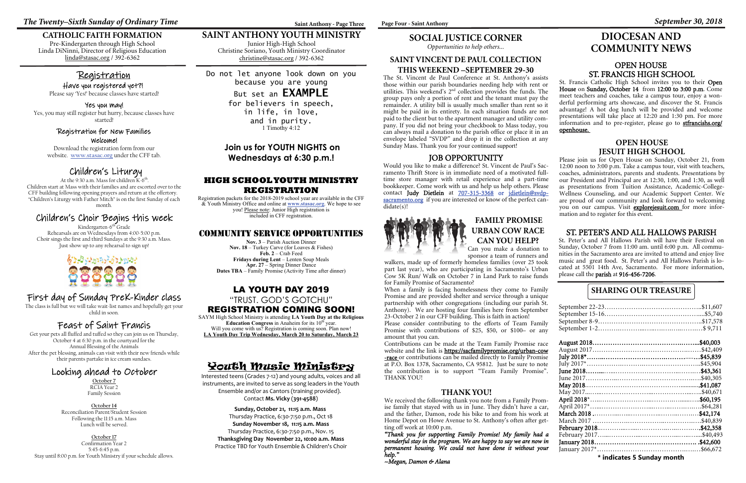# CATHOLIC FAITH FORMATION

Pre-Kindergarten through High School
Linda DiNinni, Director of Religious Education
linda@stasac.org / 392-6362

## Registration

### Have you registered yet?!

Please say 'Yes!' because classes have started!

### Yes you may!

Yes, you may still register but hurry, because classes have started!

### Registration for New Families

Welcome!

Download the registration form from our website. www.stasac.org under the CFF tab.

## Children's Liturgy

At the 9:30 a.m. Mass for children K-6th.
Children start at Mass with their families and are escorted over to the CFF building following opening prayers and return at the offertory. "Children's Liturgy with Father Mitch" is on the first Sunday of each month.

## Children's Choir Begins this week

Kindergarten-6th Grade
Rehearsals are on Wednesdays from 4:00-5:00 p.m.
Choir sings the first and third Sundays at the 9:30 a.m. Mass.
Just show up to any rehearsal to sign up!

## First day of Sunday PreK-Kinder class

The class is full but we will take wait-list names and hopefully get your child in soon.

## Feast of Saint Francis

Get your pets all fluffed and tuffed so they can join us on Thursday, October 4 at 6:30 p.m. in the courtyard for the Annual Blessing of the Animals
After the pet blessing, animals can visit with their new friends while their parents partake in ice cream sundaes.

## Looking ahead to October

**October 7**
RCIA Year 2
Family Session

**October 14**
Reconciliation Parent/Student Session
Following the 11:15 a.m. Mass
Lunch will be served.

**October 17**
Confirmation Year 2
5:45-6:45 p.m.
Stay until 8:00 p.m. for Youth Ministry if your schedule allows.

# SAINT ANTHONY YOUTH MINISTRY

Junior High-High School
Christine Soriano, Youth Ministry Coordinator
christine@stasac.org / 392-6362

Do not let anyone look down on you because you are young
But set an **EXAMPLE**
for believers in speech, in life, in love, and in purity.
1 Timothy 4:12

**Join us for YOUTH NIGHTS on Wednesdays at 6:30 p.m.!**

## HIGH SCHOOL YOUTH MINISTRY REGISTRATION

Registration packets for the 2018-2019 school year are available in the CFF & Youth Ministry Office and online at www.stasac.org. We hope to see you! Please note: Junior High registration is included in CFF registration.

## COMMUNITY SERVICE OPPORTUNITIES

**Nov. 3** – Parish Auction Dinner
**Nov. 18** – Turkey Carve (for Loaves & Fishes)
**Feb. 2** – Crab Feed
**Fridays during Lent** – Lenten Soup Meals
**Apr. 27** – Spring Dinner Dance
**Dates TBA** – Family Promise (Activity Time after dinner)

## LA YOUTH DAY 2019

"TRUST. GOD'S GOTCHU"

**REGISTRATION COMING SOON!**

SAYM High School Ministry is attending **LA Youth Day at the Religious Education Congress** in Anaheim for its 10th year.
Will you come with us? Registration is coming soon. Plan now!
**LA Youth Day Trip Wednesday, March 20 to Saturday, March 23**

## Youth Music Ministry

Interested teens (Grades 7-12) and young adults, voices and all instruments, are invited to serve as song leaders in the Youth Ensemble and/or as Cantors (training provided).
Contact **Ms. Vicky (391-4588)**

**Sunday, October 21, 11:15 a.m. Mass**
Thursday Practice, 6:30-7:50 p.m., Oct 18
**Sunday November 18, 11:15 a.m. Mass**
Thursday Practice, 6:30-7:50 p.m., Nov. 15
**Thanksgiving Day November 22, 10:00 a.m. Mass**
Practice TBD for Youth Ensemble & Children's Choir

# SOCIAL JUSTICE CORNER

*Opportunities to help others...*

## SAINT VINCENT DE PAUL COLLECTION THIS WEEKEND –SEPTEMBER 29-30

The St. Vincent de Paul Conference at St. Anthony's assists those within our parish boundaries needing help with rent or utilities. This weekend's 2nd collection provides the funds. The group pays only a portion of rent and the tenant must pay the remainder. A utility bill is usually much smaller than rent so it might be paid in its entirety. In each situation funds are not paid to the client but to the apartment manager and utility company. If you did not bring your checkbook to Mass today, you can always mail a donation to the parish office or place it in an envelope labeled "SVDP" and drop it in the collection at any Sunday Mass. Thank you for your continued support!

## JOB OPPORTUNITY

Would you like to make a difference? St. Vincent de Paul's Sacramento Thrift Store is in immediate need of a motivated full-time store manager with retail experience and a part-time bookkeeper. Come work with us and help us help others. Please contact **Judy Dietlein** at **707-315-3368** or **jdietlein@svdp-sacramento.org** if you are interested or know of the perfect candidate(s)!

## FAMILY PROMISE URBAN COW RACE CAN YOU HELP?

Can you make a donation to sponsor a team of runners and walkers, made up of formerly homeless families (over 25 took part last year), who are participating in Sacramento's Urban Cow 5K Run/ Walk on October 7 in Land Park to raise funds for Family Promise of Sacramento?

When a family is facing homelessness they come to Family Promise and are provided shelter and service through a unique partnership with other congregations (including our parish St. Anthony). We are hosting four families here from September 23-October 2 in our CFF building. This is faith in action!

Please consider contributing to the efforts of Team Family Promise with contributions of $25, $50, or $100– or any amount that you can.

Contributions can be made at the Team Family Promise race website and the link is **https://sacfamilypromise.org/urban-cow-race** or contributions can be mailed directly to Family Promise at P.O. Box 1378, Sacramento, CA 95812. Just be sure to note the contribution is to support "Team Family Promise". THANK YOU!

## THANK YOU!

We received the following thank you note from a Family Promise family that stayed with us in June. They didn't have a car, and the father, Damon, rode his bike to and from his work at Home Depot on Howe Avenue to St. Anthony's often after getting off work at 10:00 p.m.

*"Thank you for supporting Family Promise! My family had a wonderful stay in the program. We are happy to say we are now in permanent housing. We could not have done it without your help."*
*~Megan, Damon & Alana*

# DIOCESAN AND COMMUNITY NEWS

## OPEN HOUSE ST. FRANCIS HIGH SCHOOL

St. Francis Catholic High School invites you to their **Open House** on **Sunday, October 14** from **12:00 to 3:00 p.m.** Come meet teachers and coaches, take a campus tour, enjoy a wonderful performing arts showcase, and discover the St. Francis advantage! A hot dog lunch will be provided and welcome presentations will take place at 12:20 and 1:30 pm. For more information and to pre-register, please go to **stfrancishs.org/openhouse.**

## OPEN HOUSE JESUIT HIGH SCHOOL

Please join us for Open House on Sunday, October 21, from 12:00 noon to 3:00 p.m. Take a campus tour, visit with teachers, coaches, administrators, parents and students. Presentations by our President and Principal are at 12:30, 1:00, and 1:30, as well as presentations from Tuition Assistance, Academic-College-Wellness Counseling, and our Academic Support Center. We are proud of our community and look forward to welcoming you on our campus. Visit **explorejesuit.com** for more information and to register for this event.

## ST. PETER'S AND ALL HALLOWS PARISH

St. Peter's and All Hallows Parish will have their Festival on Sunday, October 7 from 11:00 am. until 6:00 p.m. All communities in the Sacramento area are invited to attend and enjoy live music and great food. St. Peter's and All Hallows Parish is located at 5501 14th Ave, Sacramento. For more information, please call the **parish** at **916-456-7206**.

## SHARING OUR TREASURE

| | |
|---|---|
| September 22-23 | $11,607 |
| September 15-16 | $5,740 |
| September 8-9 | $17,578 |
| September 1-2 | $ 9,711 |

| | |
|---|---|
| **August 2018** | **$40,003** |
| August 2017 | $42,409 |
| **July 2018*** | **$45,839** |
| July 2017* | $45,904 |
| **June 2018** | **$43,361** |
| June 2017 | $40,305 |
| **May 2018** | **$41,087** |
| May 2017 | $40,671 |
| **April 2018*** | **$60,195** |
| April 2017* | $64,281 |
| **March 2018** | **$42,174** |
| March 2017 | $40,839 |
| **February 2018** | **$42,358** |
| February 2017 | $40,493 |
| **January 2018** | **$42,600** |
| January 2017* | $66,672 |

**\* indicates 5 Sunday month**